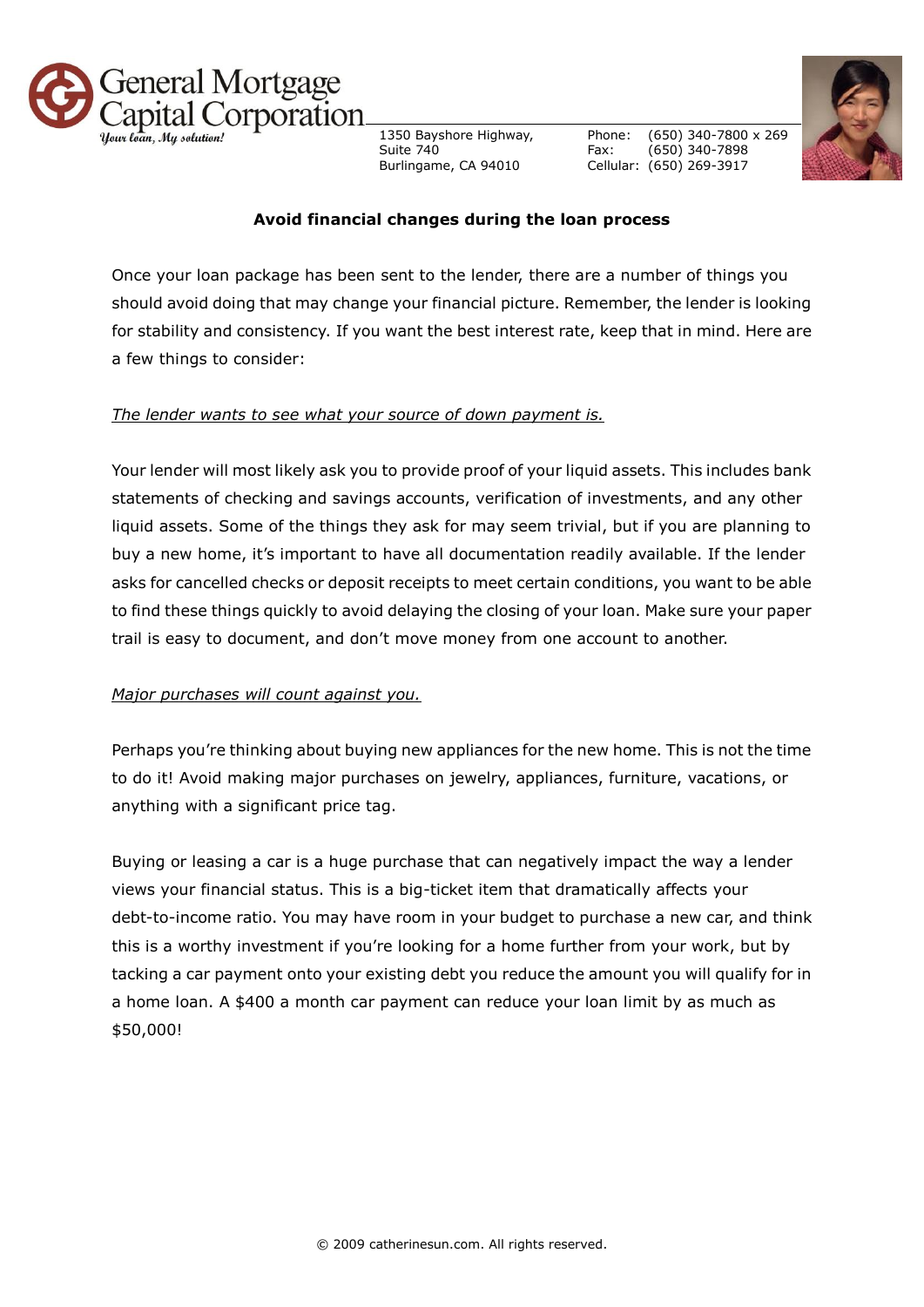General Mortgage Capital Corporation
*Your loan, My solution!*

1350 Bayshore Highway,
Suite 740
Burlingame, CA 94010

Phone: (650) 340-7800 x 269
Fax: (650) 340-7898
Cellular: (650) 269-3917

**Avoid financial changes during the loan process**

Once your loan package has been sent to the lender, there are a number of things you should avoid doing that may change your financial picture. Remember, the lender is looking for stability and consistency. If you want the best interest rate, keep that in mind. Here are a few things to consider:

*The lender wants to see what your source of down payment is.*

Your lender will most likely ask you to provide proof of your liquid assets. This includes bank statements of checking and savings accounts, verification of investments, and any other liquid assets. Some of the things they ask for may seem trivial, but if you are planning to buy a new home, it's important to have all documentation readily available. If the lender asks for cancelled checks or deposit receipts to meet certain conditions, you want to be able to find these things quickly to avoid delaying the closing of your loan. Make sure your paper trail is easy to document, and don't move money from one account to another.

*Major purchases will count against you.*

Perhaps you're thinking about buying new appliances for the new home. This is not the time to do it! Avoid making major purchases on jewelry, appliances, furniture, vacations, or anything with a significant price tag.

Buying or leasing a car is a huge purchase that can negatively impact the way a lender views your financial status. This is a big-ticket item that dramatically affects your debt-to-income ratio. You may have room in your budget to purchase a new car, and think this is a worthy investment if you're looking for a home further from your work, but by tacking a car payment onto your existing debt you reduce the amount you will qualify for in a home loan. A $400 a month car payment can reduce your loan limit by as much as $50,000!

© 2009 catherinesun.com. All rights reserved.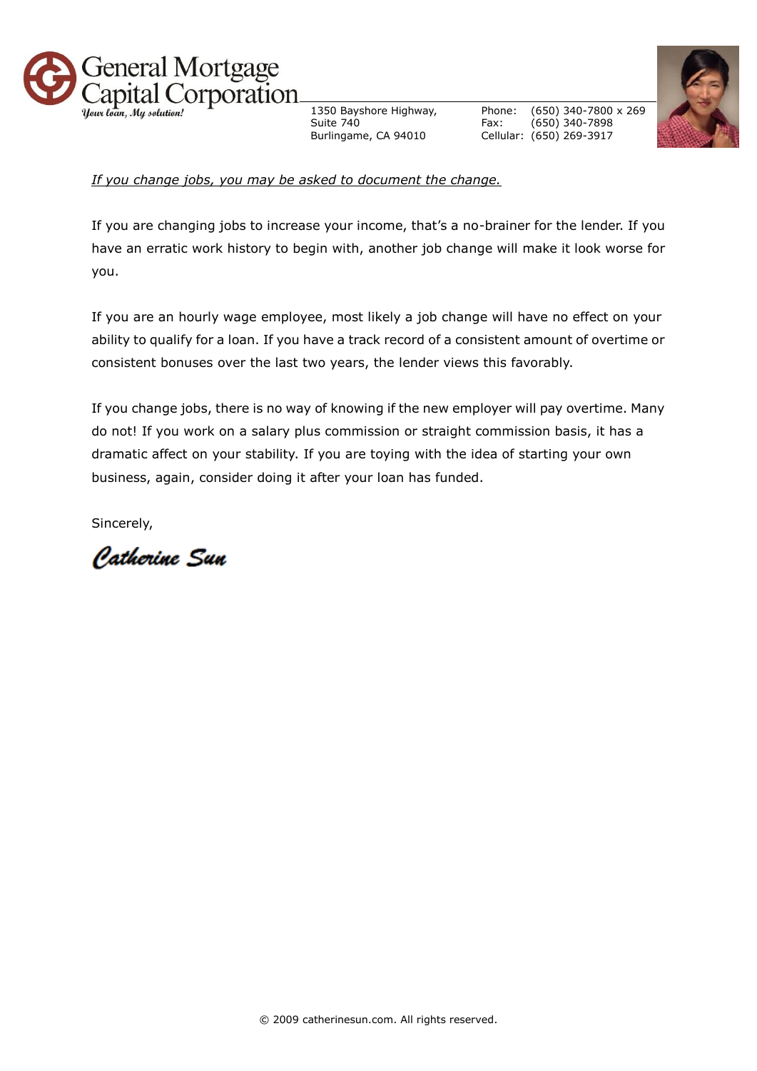General Mortgage Capital Corporation
*Your loan, My solution!*

1350 Bayshore Highway,
Suite 740
Burlingame, CA 94010

Phone: (650) 340-7800 x 269
Fax: (650) 340-7898
Cellular: (650) 269-3917

*If you change jobs, you may be asked to document the change.*

If you are changing jobs to increase your income, that's a no-brainer for the lender. If you have an erratic work history to begin with, another job change will make it look worse for you.

If you are an hourly wage employee, most likely a job change will have no effect on your ability to qualify for a loan. If you have a track record of a consistent amount of overtime or consistent bonuses over the last two years, the lender views this favorably.

If you change jobs, there is no way of knowing if the new employer will pay overtime. Many do not! If you work on a salary plus commission or straight commission basis, it has a dramatic affect on your stability. If you are toying with the idea of starting your own business, again, consider doing it after your loan has funded.

Sincerely,

Catherine Sun

© 2009 catherinesun.com. All rights reserved.